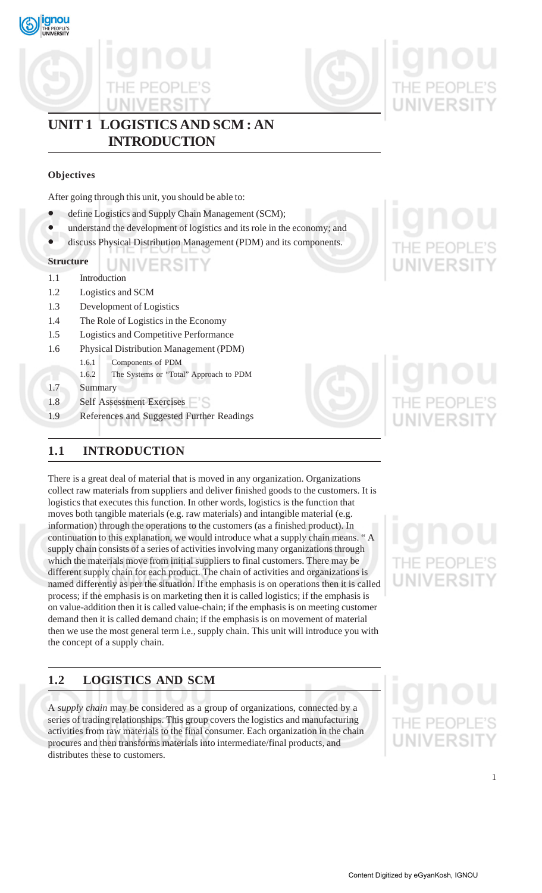# UNIT 1 LOGISTICS AND SCM : AN INTRODUCTION

**Objectives**

After going through this unit, you should be able to:

- define Logistics and Supply Chain Management (SCM);
- understand the development of logistics and its role in the economy; and
- discuss Physical Distribution Management (PDM) and its components.

**Structure**

1.1 Introduction

1.2 Logistics and SCM

1.3 Development of Logistics

1.4 The Role of Logistics in the Economy

1.5 Logistics and Competitive Performance

1.6 Physical Distribution Management (PDM)

  1.6.1 Components of PDM

  1.6.2 The Systems or "Total" Approach to PDM

1.7 Summary

1.8 Self Assessment Exercises

1.9 References and Suggested Further Readings

## 1.1 INTRODUCTION

There is a great deal of material that is moved in any organization. Organizations collect raw materials from suppliers and deliver finished goods to the customers. It is logistics that executes this function. In other words, logistics is the function that moves both tangible materials (e.g. raw materials) and intangible material (e.g. information) through the operations to the customers (as a finished product). In continuation to this explanation, we would introduce what a supply chain means. " A supply chain consists of a series of activities involving many organizations through which the materials move from initial suppliers to final customers. There may be different supply chain for each product. The chain of activities and organizations is named differently as per the situation. If the emphasis is on operations then it is called process; if the emphasis is on marketing then it is called logistics; if the emphasis is on value-addition then it is called value-chain; if the emphasis is on meeting customer demand then it is called demand chain; if the emphasis is on movement of material then we use the most general term i.e., supply chain. This unit will introduce you with the concept of a supply chain.

## 1.2 LOGISTICS AND SCM

A *supply chain* may be considered as a group of organizations, connected by a series of trading relationships. This group covers the logistics and manufacturing activities from raw materials to the final consumer. Each organization in the chain procures and then transforms materials into intermediate/final products, and distributes these to customers.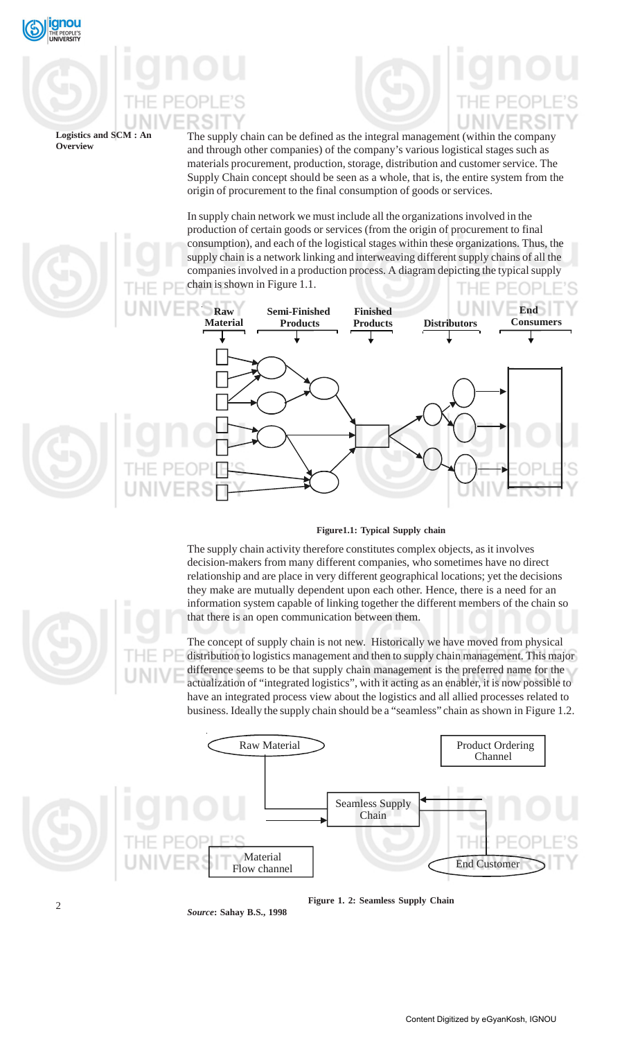The supply chain can be defined as the integral management (within the company and through other companies) of the company's various logistical stages such as materials procurement, production, storage, distribution and customer service. The Supply Chain concept should be seen as a whole, that is, the entire system from the origin of procurement to the final consumption of goods or services.

In supply chain network we must include all the organizations involved in the production of certain goods or services (from the origin of procurement to final consumption), and each of the logistical stages within these organizations. Thus, the supply chain is a network linking and interweaving different supply chains of all the companies involved in a production process. A diagram depicting the typical supply chain is shown in Figure 1.1.

Raw Material | Semi-Finished Products | Finished Products | Distributors | End Consumers

**Figure1.1: Typical Supply chain**

The supply chain activity therefore constitutes complex objects, as it involves decision-makers from many different companies, who sometimes have no direct relationship and are place in very different geographical locations; yet the decisions they make are mutually dependent upon each other. Hence, there is a need for an information system capable of linking together the different members of the chain so that there is an open communication between them.

The concept of supply chain is not new. Historically we have moved from physical distribution to logistics management and then to supply chain management. This major difference seems to be that supply chain management is the preferred name for the actualization of "integrated logistics", with it acting as an enabler, it is now possible to have an integrated process view about the logistics and all allied processes related to business. Ideally the supply chain should be a "seamless" chain as shown in Figure 1.2.

Raw Material | Product Ordering Channel | Seamless Supply Chain | Material Flow channel | End Customer

**Figure 1. 2: Seamless Supply Chain**

***Source*: Sahay B.S., 1998**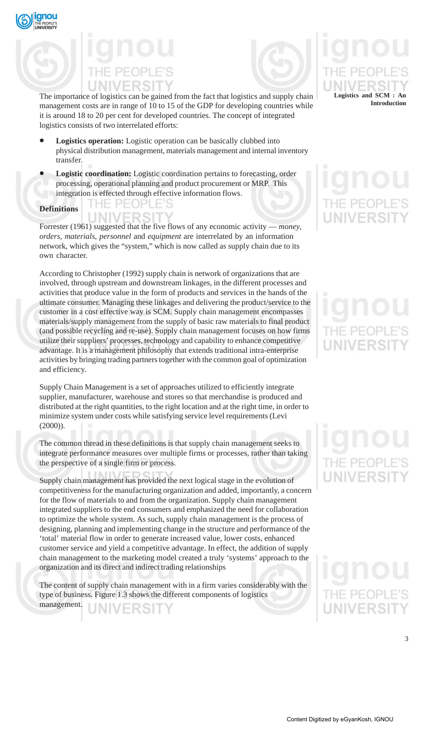The importance of logistics can be gained from the fact that logistics and supply chain management costs are in range of 10 to 15 of the GDP for developing countries while it is around 18 to 20 per cent for developed countries. The concept of integrated logistics consists of two interrelated efforts:

- **Logistics operation:** Logistic operation can be basically clubbed into physical distribution management, materials management and internal inventory transfer.
- **Logistic coordination:** Logistic coordination pertains to forecasting, order processing, operational planning and product procurement or MRP. This integration is effected through effective information flows.

**Definitions**

Forrester (1961) suggested that the five flows of any economic activity — *money, orders, materials, personnel* and *equipment* are interrelated by an information network, which gives the "system," which is now called as supply chain due to its own character.

According to Christopher (1992) supply chain is network of organizations that are involved, through upstream and downstream linkages, in the different processes and activities that produce value in the form of products and services in the hands of the ultimate consumer. Managing these linkages and delivering the product/service to the customer in a cost effective way is SCM. Supply chain management encompasses materials/supply management from the supply of basic raw materials to final product (and possible recycling and re-use). Supply chain management focuses on how firms utilize their suppliers' processes, technology and capability to enhance competitive advantage. It is a management philosophy that extends traditional intra-enterprise activities by bringing trading partners together with the common goal of optimization and efficiency.

Supply Chain Management is a set of approaches utilized to efficiently integrate supplier, manufacturer, warehouse and stores so that merchandise is produced and distributed at the right quantities, to the right location and at the right time, in order to minimize system under costs while satisfying service level requirements (Levi (2000)).

The common thread in these definitions is that supply chain management seeks to integrate performance measures over multiple firms or processes, rather than taking the perspective of a single firm or process.

Supply chain management has provided the next logical stage in the evolution of competitiveness for the manufacturing organization and added, importantly, a concern for the flow of materials to and from the organization. Supply chain management integrated suppliers to the end consumers and emphasized the need for collaboration to optimize the whole system. As such, supply chain management is the process of designing, planning and implementing change in the structure and performance of the 'total' material flow in order to generate increased value, lower costs, enhanced customer service and yield a competitive advantage. In effect, the addition of supply chain management to the marketing model created a truly 'systems' approach to the organization and its direct and indirect trading relationships

The content of supply chain management with in a firm varies considerably with the type of business. Figure 1.3 shows the different components of logistics management.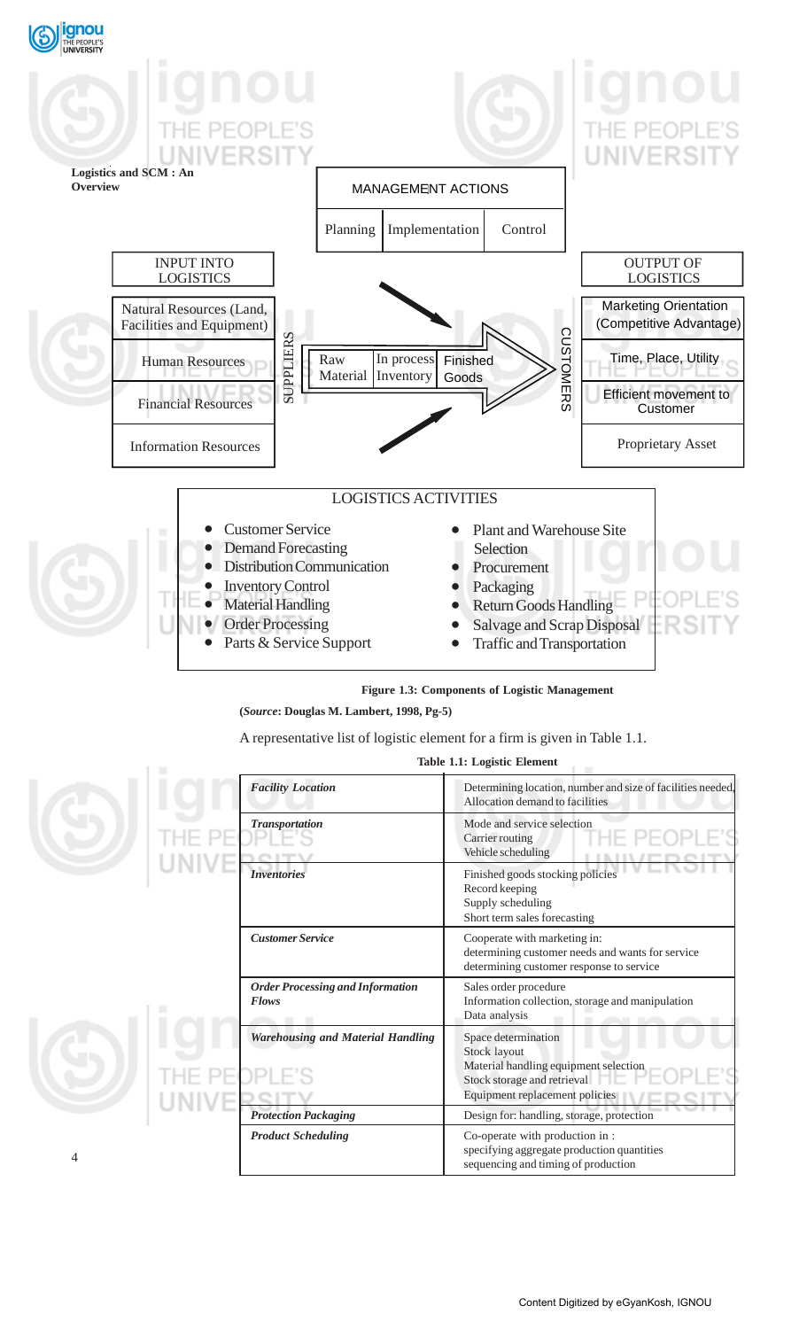MANAGEMENT ACTIONS

Planning | Implementation | Control

INPUT INTO LOGISTICS

- Natural Resources (Land, Facilities and Equipment)
- Human Resources
- Financial Resources
- Information Resources

SUPPLIERS → Raw Material → In process Inventory → Finished Goods → CUSTOMERS

OUTPUT OF LOGISTICS

- Marketing Orientation (Competitive Advantage)
- Time, Place, Utility
- Efficient movement to Customer
- Proprietary Asset

LOGISTICS ACTIVITIES

- Customer Service
- Demand Forecasting
- Distribution Communication
- Inventory Control
- Material Handling
- Order Processing
- Parts & Service Support
- Plant and Warehouse Site Selection
- Procurement
- Packaging
- Return Goods Handling
- Salvage and Scrap Disposal
- Traffic and Transportation

**Figure 1.3: Components of Logistic Management**

**(*Source*: Douglas M. Lambert, 1998, Pg-5)**

A representative list of logistic element for a firm is given in Table 1.1.

**Table 1.1: Logistic Element**

| | |
|---|---|
| ***Facility Location*** | Determining location, number and size of facilities needed, Allocation demand to facilities |
| ***Transportation*** | Mode and service selection<br>Carrier routing<br>Vehicle scheduling |
| ***Inventories*** | Finished goods stocking policies<br>Record keeping<br>Supply scheduling<br>Short term sales forecasting |
| ***Customer Service*** | Cooperate with marketing in:<br>determining customer needs and wants for service<br>determining customer response to service |
| ***Order Processing and Information Flows*** | Sales order procedure<br>Information collection, storage and manipulation<br>Data analysis |
| ***Warehousing and Material Handling*** | Space determination<br>Stock layout<br>Material handling equipment selection<br>Stock storage and retrieval<br>Equipment replacement policies |
| ***Protection Packaging*** | Design for: handling, storage, protection |
| ***Product Scheduling*** | Co-operate with production in :<br>specifying aggregate production quantities<br>sequencing and timing of production |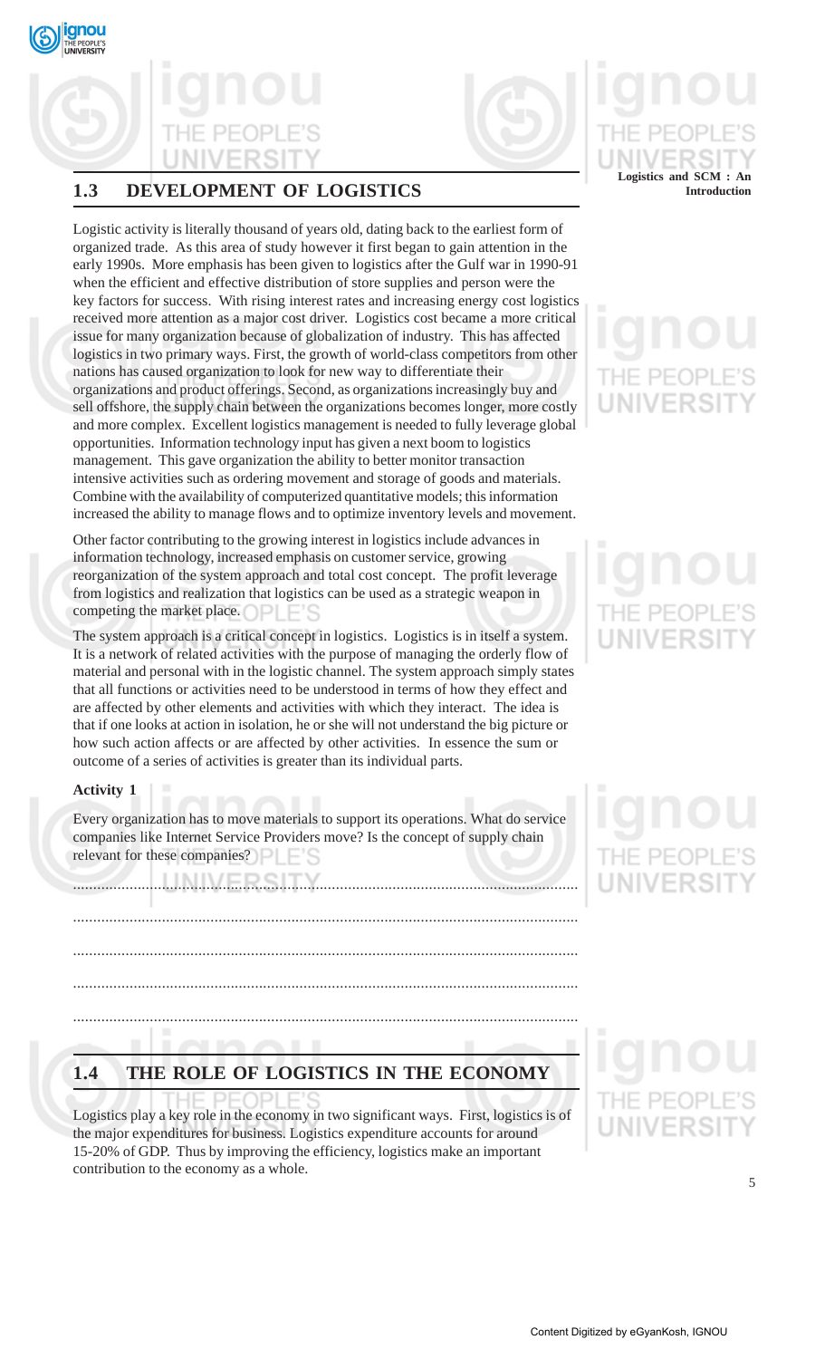## 1.3 DEVELOPMENT OF LOGISTICS

Logistic activity is literally thousand of years old, dating back to the earliest form of organized trade. As this area of study however it first began to gain attention in the early 1990s. More emphasis has been given to logistics after the Gulf war in 1990-91 when the efficient and effective distribution of store supplies and person were the key factors for success. With rising interest rates and increasing energy cost logistics received more attention as a major cost driver. Logistics cost became a more critical issue for many organization because of globalization of industry. This has affected logistics in two primary ways. First, the growth of world-class competitors from other nations has caused organization to look for new way to differentiate their organizations and product offerings. Second, as organizations increasingly buy and sell offshore, the supply chain between the organizations becomes longer, more costly and more complex. Excellent logistics management is needed to fully leverage global opportunities. Information technology input has given a next boom to logistics management. This gave organization the ability to better monitor transaction intensive activities such as ordering movement and storage of goods and materials. Combine with the availability of computerized quantitative models; this information increased the ability to manage flows and to optimize inventory levels and movement.

Other factor contributing to the growing interest in logistics include advances in information technology, increased emphasis on customer service, growing reorganization of the system approach and total cost concept. The profit leverage from logistics and realization that logistics can be used as a strategic weapon in competing the market place.

The system approach is a critical concept in logistics. Logistics is in itself a system. It is a network of related activities with the purpose of managing the orderly flow of material and personal with in the logistic channel. The system approach simply states that all functions or activities need to be understood in terms of how they effect and are affected by other elements and activities with which they interact. The idea is that if one looks at action in isolation, he or she will not understand the big picture or how such action affects or are affected by other activities. In essence the sum or outcome of a series of activities is greater than its individual parts.

**Activity 1**

Every organization has to move materials to support its operations. What do service companies like Internet Service Providers move? Is the concept of supply chain relevant for these companies?

..........................................................................................................................

..........................................................................................................................

..........................................................................................................................

..........................................................................................................................

..........................................................................................................................

## 1.4 THE ROLE OF LOGISTICS IN THE ECONOMY

Logistics play a key role in the economy in two significant ways. First, logistics is of the major expenditures for business. Logistics expenditure accounts for around 15-20% of GDP. Thus by improving the efficiency, logistics make an important contribution to the economy as a whole.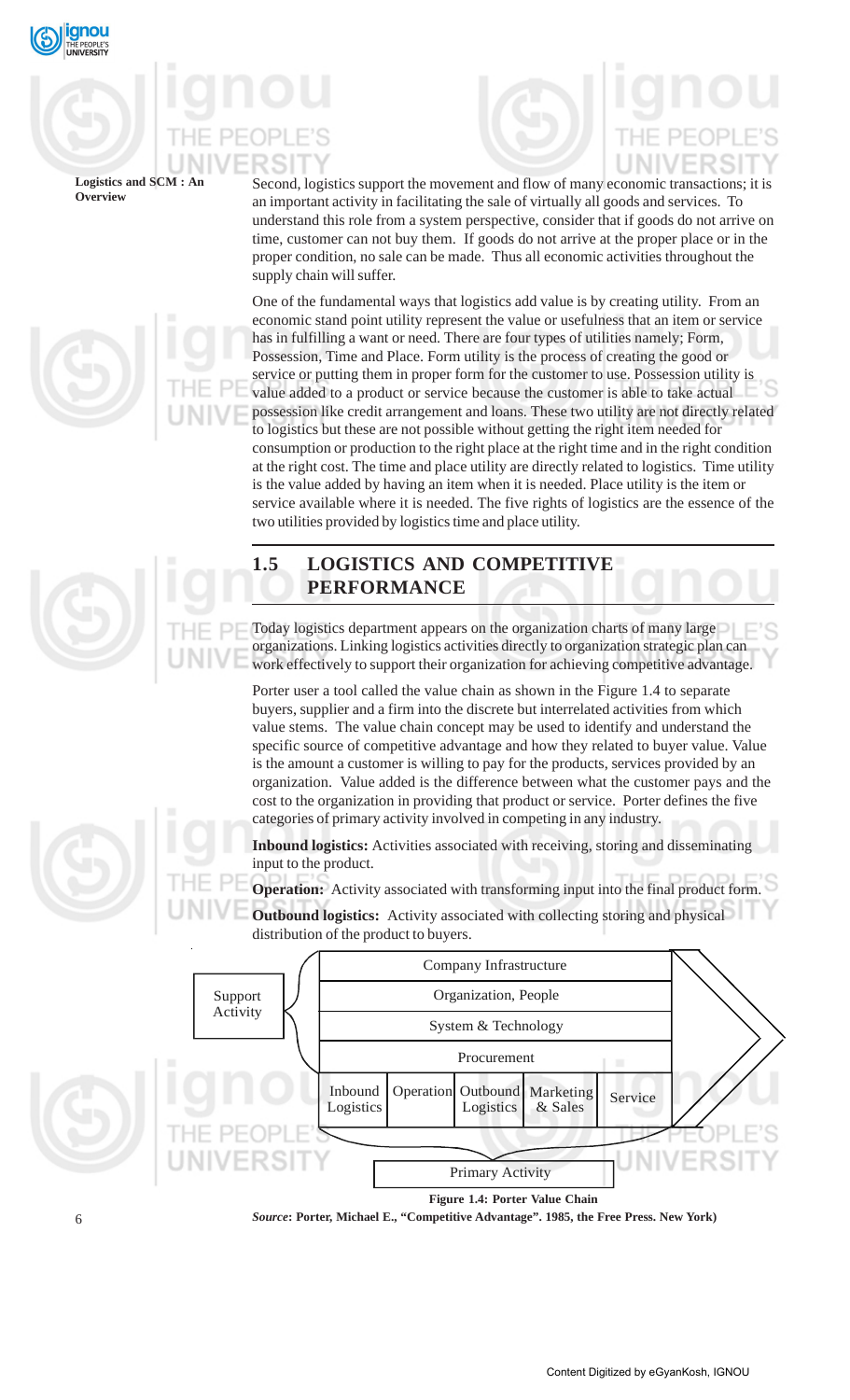Second, logistics support the movement and flow of many economic transactions; it is an important activity in facilitating the sale of virtually all goods and services. To understand this role from a system perspective, consider that if goods do not arrive on time, customer can not buy them. If goods do not arrive at the proper place or in the proper condition, no sale can be made. Thus all economic activities throughout the supply chain will suffer.

One of the fundamental ways that logistics add value is by creating utility. From an economic stand point utility represent the value or usefulness that an item or service has in fulfilling a want or need. There are four types of utilities namely; Form, Possession, Time and Place. Form utility is the process of creating the good or service or putting them in proper form for the customer to use. Possession utility is value added to a product or service because the customer is able to take actual possession like credit arrangement and loans. These two utility are not directly related to logistics but these are not possible without getting the right item needed for consumption or production to the right place at the right time and in the right condition at the right cost. The time and place utility are directly related to logistics. Time utility is the value added by having an item when it is needed. Place utility is the item or service available where it is needed. The five rights of logistics are the essence of the two utilities provided by logistics time and place utility.

## 1.5 LOGISTICS AND COMPETITIVE PERFORMANCE

Today logistics department appears on the organization charts of many large organizations. Linking logistics activities directly to organization strategic plan can work effectively to support their organization for achieving competitive advantage.

Porter user a tool called the value chain as shown in the Figure 1.4 to separate buyers, supplier and a firm into the discrete but interrelated activities from which value stems. The value chain concept may be used to identify and understand the specific source of competitive advantage and how they related to buyer value. Value is the amount a customer is willing to pay for the products, services provided by an organization. Value added is the difference between what the customer pays and the cost to the organization in providing that product or service. Porter defines the five categories of primary activity involved in competing in any industry.

**Inbound logistics:** Activities associated with receiving, storing and disseminating input to the product.

**Operation:** Activity associated with transforming input into the final product form.

**Outbound logistics:** Activity associated with collecting storing and physical distribution of the product to buyers.

| Support Activity | Company Infrastructure | | | | |
|---|---|---|---|---|---|
| | Organization, People | | | | |
| | System & Technology | | | | |
| | Procurement | | | | |
| | Inbound Logistics | Operation | Outbound Logistics | Marketing & Sales | Service |
| | Primary Activity | | | | |

**Figure 1.4: Porter Value Chain**

***Source*: Porter, Michael E., "Competitive Advantage". 1985, the Free Press. New York)**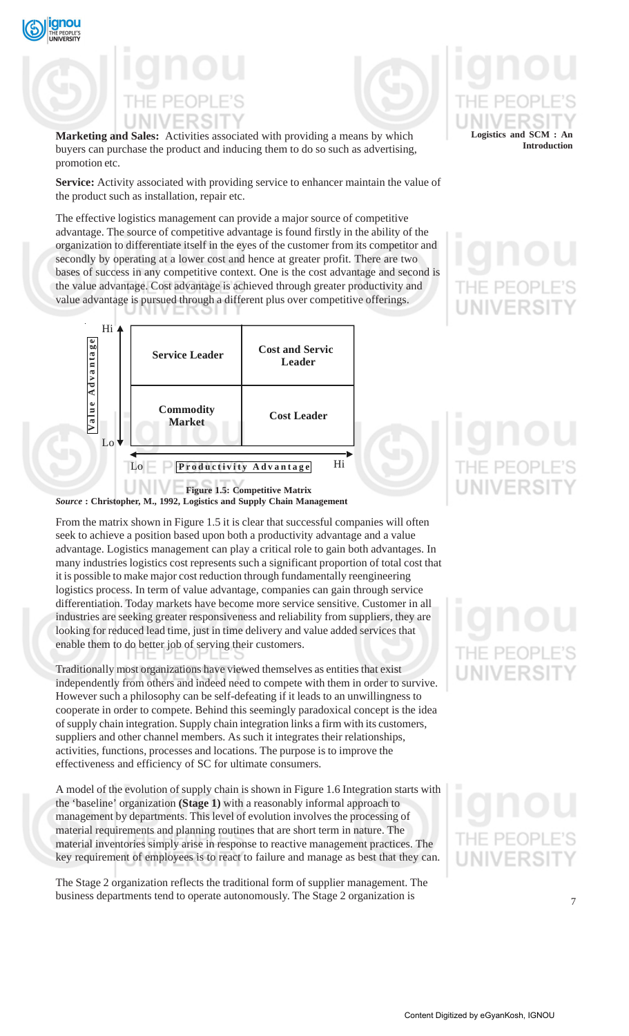**Marketing and Sales:** Activities associated with providing a means by which buyers can purchase the product and inducing them to do so such as advertising, promotion etc.

**Service:** Activity associated with providing service to enhancer maintain the value of the product such as installation, repair etc.

The effective logistics management can provide a major source of competitive advantage. The source of competitive advantage is found firstly in the ability of the organization to differentiate itself in the eyes of the customer from its competitor and secondly by operating at a lower cost and hence at greater profit. There are two bases of success in any competitive context. One is the cost advantage and second is the value advantage. Cost advantage is achieved through greater productivity and value advantage is pursued through a different plus over competitive offerings.

| Value Advantage ↕ (Hi–Lo) | Lo Productivity Advantage | Hi Productivity Advantage |
|---|---|---|
| Hi | **Service Leader** | **Cost and Servic Leader** |
| Lo | **Commodity Market** | **Cost Leader** |

**Figure 1.5: Competitive Matrix**

***Source*** **: Christopher, M., 1992, Logistics and Supply Chain Management**

From the matrix shown in Figure 1.5 it is clear that successful companies will often seek to achieve a position based upon both a productivity advantage and a value advantage. Logistics management can play a critical role to gain both advantages. In many industries logistics cost represents such a significant proportion of total cost that it is possible to make major cost reduction through fundamentally reengineering logistics process. In term of value advantage, companies can gain through service differentiation. Today markets have become more service sensitive. Customer in all industries are seeking greater responsiveness and reliability from suppliers, they are looking for reduced lead time, just in time delivery and value added services that enable them to do better job of serving their customers.

Traditionally most organizations have viewed themselves as entities that exist independently from others and indeed need to compete with them in order to survive. However such a philosophy can be self-defeating if it leads to an unwillingness to cooperate in order to compete. Behind this seemingly paradoxical concept is the idea of supply chain integration. Supply chain integration links a firm with its customers, suppliers and other channel members. As such it integrates their relationships, activities, functions, processes and locations. The purpose is to improve the effectiveness and efficiency of SC for ultimate consumers.

A model of the evolution of supply chain is shown in Figure 1.6 Integration starts with the 'baseline' organization **(Stage 1)** with a reasonably informal approach to management by departments. This level of evolution involves the processing of material requirements and planning routines that are short term in nature. The material inventories simply arise in response to reactive management practices. The key requirement of employees is to react to failure and manage as best that they can.

The Stage 2 organization reflects the traditional form of supplier management. The business departments tend to operate autonomously. The Stage 2 organization is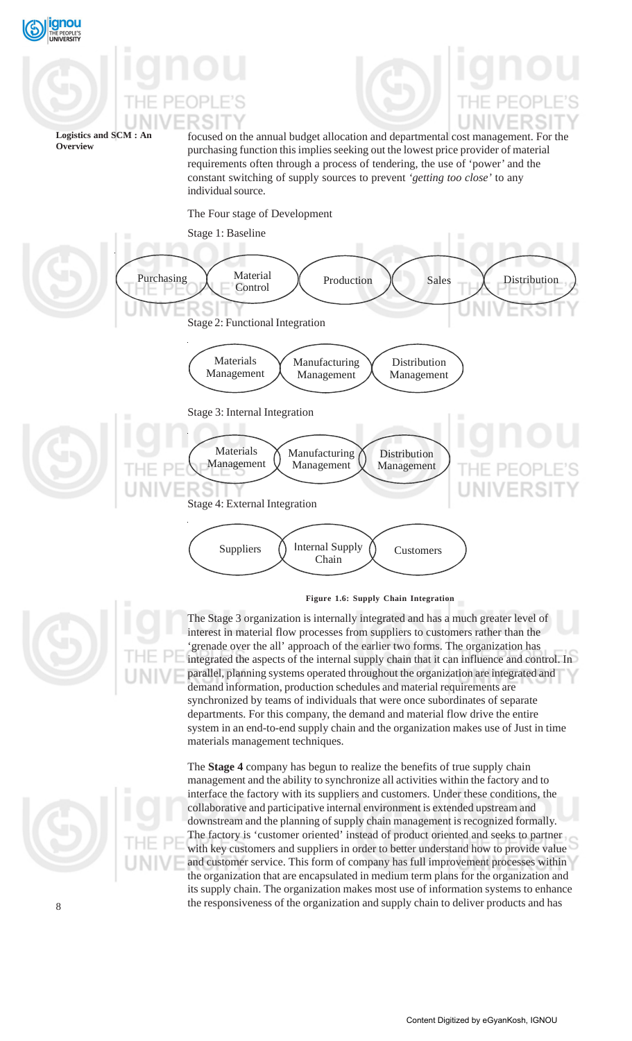focused on the annual budget allocation and departmental cost management. For the purchasing function this implies seeking out the lowest price provider of material requirements often through a process of tendering, the use of 'power' and the constant switching of supply sources to prevent *'getting too close'* to any individual source.

The Four stage of Development

Stage 1: Baseline

Purchasing | Material Control | Production | Sales | Distribution

Stage 2: Functional Integration

Materials Management | Manufacturing Management | Distribution Management

Stage 3: Internal Integration

Materials Management | Manufacturing Management | Distribution Management

Stage 4: External Integration

Suppliers | Internal Supply Chain | Customers

**Figure 1.6: Supply Chain Integration**

The Stage 3 organization is internally integrated and has a much greater level of interest in material flow processes from suppliers to customers rather than the 'grenade over the all' approach of the earlier two forms. The organization has integrated the aspects of the internal supply chain that it can influence and control. In parallel, planning systems operated throughout the organization are integrated and demand information, production schedules and material requirements are synchronized by teams of individuals that were once subordinates of separate departments. For this company, the demand and material flow drive the entire system in an end-to-end supply chain and the organization makes use of Just in time materials management techniques.

The **Stage 4** company has begun to realize the benefits of true supply chain management and the ability to synchronize all activities within the factory and to interface the factory with its suppliers and customers. Under these conditions, the collaborative and participative internal environment is extended upstream and downstream and the planning of supply chain management is recognized formally. The factory is 'customer oriented' instead of product oriented and seeks to partner with key customers and suppliers in order to better understand how to provide value and customer service. This form of company has full improvement processes within the organization that are encapsulated in medium term plans for the organization and its supply chain. The organization makes most use of information systems to enhance the responsiveness of the organization and supply chain to deliver products and has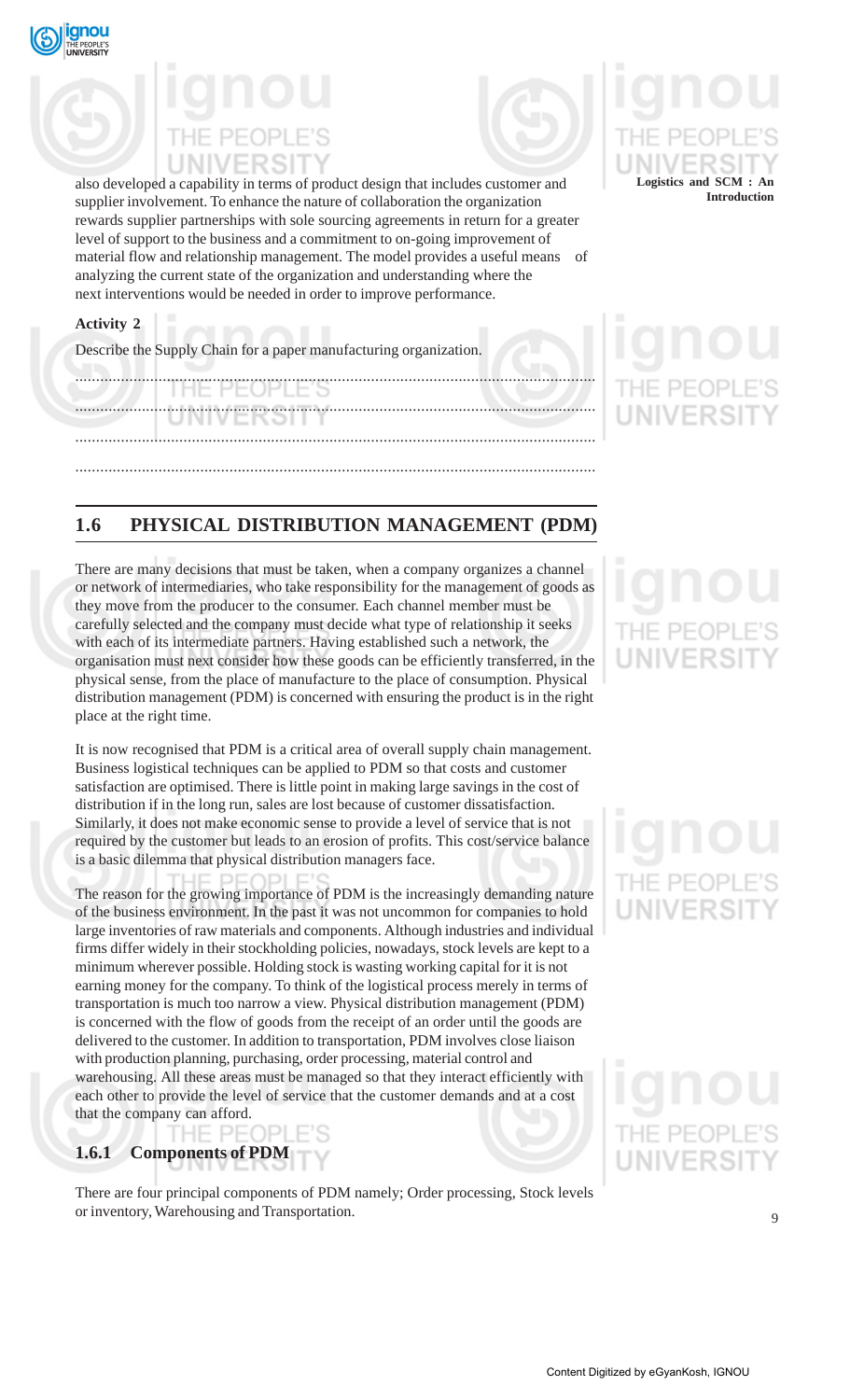also developed a capability in terms of product design that includes customer and supplier involvement. To enhance the nature of collaboration the organization rewards supplier partnerships with sole sourcing agreements in return for a greater level of support to the business and a commitment to on-going improvement of material flow and relationship management. The model provides a useful means of analyzing the current state of the organization and understanding where the next interventions would be needed in order to improve performance.

**Activity 2**

Describe the Supply Chain for a paper manufacturing organization.

.............................................................................................................................

.............................................................................................................................

.............................................................................................................................

.............................................................................................................................

## 1.6 PHYSICAL DISTRIBUTION MANAGEMENT (PDM)

There are many decisions that must be taken, when a company organizes a channel or network of intermediaries, who take responsibility for the management of goods as they move from the producer to the consumer. Each channel member must be carefully selected and the company must decide what type of relationship it seeks with each of its intermediate partners. Having established such a network, the organisation must next consider how these goods can be efficiently transferred, in the physical sense, from the place of manufacture to the place of consumption. Physical distribution management (PDM) is concerned with ensuring the product is in the right place at the right time.

It is now recognised that PDM is a critical area of overall supply chain management. Business logistical techniques can be applied to PDM so that costs and customer satisfaction are optimised. There is little point in making large savings in the cost of distribution if in the long run, sales are lost because of customer dissatisfaction. Similarly, it does not make economic sense to provide a level of service that is not required by the customer but leads to an erosion of profits. This cost/service balance is a basic dilemma that physical distribution managers face.

The reason for the growing importance of PDM is the increasingly demanding nature of the business environment. In the past it was not uncommon for companies to hold large inventories of raw materials and components. Although industries and individual firms differ widely in their stockholding policies, nowadays, stock levels are kept to a minimum wherever possible. Holding stock is wasting working capital for it is not earning money for the company. To think of the logistical process merely in terms of transportation is much too narrow a view. Physical distribution management (PDM) is concerned with the flow of goods from the receipt of an order until the goods are delivered to the customer. In addition to transportation, PDM involves close liaison with production planning, purchasing, order processing, material control and warehousing. All these areas must be managed so that they interact efficiently with each other to provide the level of service that the customer demands and at a cost that the company can afford.

### 1.6.1 Components of PDM

There are four principal components of PDM namely; Order processing, Stock levels or inventory, Warehousing and Transportation.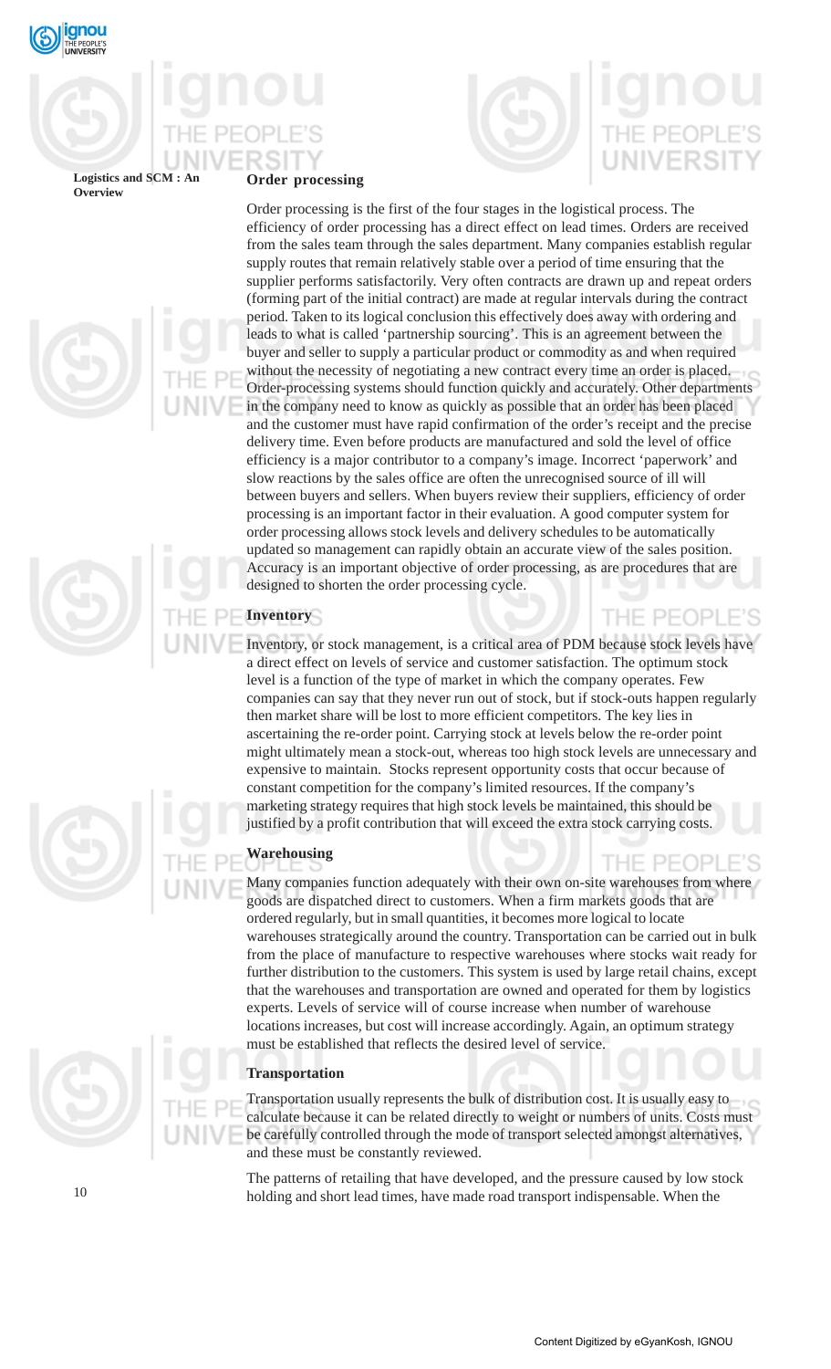### Order processing

Order processing is the first of the four stages in the logistical process. The efficiency of order processing has a direct effect on lead times. Orders are received from the sales team through the sales department. Many companies establish regular supply routes that remain relatively stable over a period of time ensuring that the supplier performs satisfactorily. Very often contracts are drawn up and repeat orders (forming part of the initial contract) are made at regular intervals during the contract period. Taken to its logical conclusion this effectively does away with ordering and leads to what is called 'partnership sourcing'. This is an agreement between the buyer and seller to supply a particular product or commodity as and when required without the necessity of negotiating a new contract every time an order is placed. Order-processing systems should function quickly and accurately. Other departments in the company need to know as quickly as possible that an order has been placed and the customer must have rapid confirmation of the order's receipt and the precise delivery time. Even before products are manufactured and sold the level of office efficiency is a major contributor to a company's image. Incorrect 'paperwork' and slow reactions by the sales office are often the unrecognised source of ill will between buyers and sellers. When buyers review their suppliers, efficiency of order processing is an important factor in their evaluation. A good computer system for order processing allows stock levels and delivery schedules to be automatically updated so management can rapidly obtain an accurate view of the sales position. Accuracy is an important objective of order processing, as are procedures that are designed to shorten the order processing cycle.

### Inventory

Inventory, or stock management, is a critical area of PDM because stock levels have a direct effect on levels of service and customer satisfaction. The optimum stock level is a function of the type of market in which the company operates. Few companies can say that they never run out of stock, but if stock-outs happen regularly then market share will be lost to more efficient competitors. The key lies in ascertaining the re-order point. Carrying stock at levels below the re-order point might ultimately mean a stock-out, whereas too high stock levels are unnecessary and expensive to maintain. Stocks represent opportunity costs that occur because of constant competition for the company's limited resources. If the company's marketing strategy requires that high stock levels be maintained, this should be justified by a profit contribution that will exceed the extra stock carrying costs.

### Warehousing

Many companies function adequately with their own on-site warehouses from where goods are dispatched direct to customers. When a firm markets goods that are ordered regularly, but in small quantities, it becomes more logical to locate warehouses strategically around the country. Transportation can be carried out in bulk from the place of manufacture to respective warehouses where stocks wait ready for further distribution to the customers. This system is used by large retail chains, except that the warehouses and transportation are owned and operated for them by logistics experts. Levels of service will of course increase when number of warehouse locations increases, but cost will increase accordingly. Again, an optimum strategy must be established that reflects the desired level of service.

### Transportation

Transportation usually represents the bulk of distribution cost. It is usually easy to calculate because it can be related directly to weight or numbers of units. Costs must be carefully controlled through the mode of transport selected amongst alternatives, and these must be constantly reviewed.

The patterns of retailing that have developed, and the pressure caused by low stock holding and short lead times, have made road transport indispensable. When the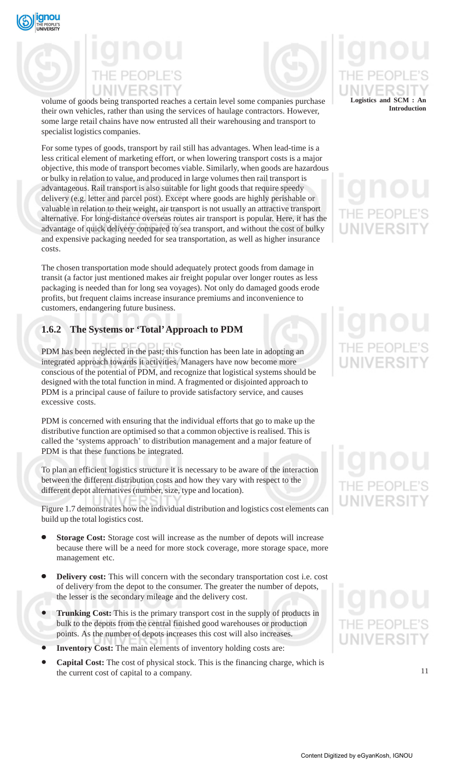volume of goods being transported reaches a certain level some companies purchase their own vehicles, rather than using the services of haulage contractors. However, some large retail chains have now entrusted all their warehousing and transport to specialist logistics companies.

For some types of goods, transport by rail still has advantages. When lead-time is a less critical element of marketing effort, or when lowering transport costs is a major objective, this mode of transport becomes viable. Similarly, when goods are hazardous or bulky in relation to value, and produced in large volumes then rail transport is advantageous. Rail transport is also suitable for light goods that require speedy delivery (e.g. letter and parcel post). Except where goods are highly perishable or valuable in relation to their weight, air transport is not usually an attractive transport alternative. For long-distance overseas routes air transport is popular. Here, it has the advantage of quick delivery compared to sea transport, and without the cost of bulky and expensive packaging needed for sea transportation, as well as higher insurance costs.

The chosen transportation mode should adequately protect goods from damage in transit (a factor just mentioned makes air freight popular over longer routes as less packaging is needed than for long sea voyages). Not only do damaged goods erode profits, but frequent claims increase insurance premiums and inconvenience to customers, endangering future business.

### 1.6.2 The Systems or 'Total' Approach to PDM

PDM has been neglected in the past; this function has been late in adopting an integrated approach towards it activities. Managers have now become more conscious of the potential of PDM, and recognize that logistical systems should be designed with the total function in mind. A fragmented or disjointed approach to PDM is a principal cause of failure to provide satisfactory service, and causes excessive costs.

PDM is concerned with ensuring that the individual efforts that go to make up the distributive function are optimised so that a common objective is realised. This is called the 'systems approach' to distribution management and a major feature of PDM is that these functions be integrated.

To plan an efficient logistics structure it is necessary to be aware of the interaction between the different distribution costs and how they vary with respect to the different depot alternatives (number, size, type and location).

Figure 1.7 demonstrates how the individual distribution and logistics cost elements can build up the total logistics cost.

- **Storage Cost:** Storage cost will increase as the number of depots will increase because there will be a need for more stock coverage, more storage space, more management etc.
- **Delivery cost:** This will concern with the secondary transportation cost i.e. cost of delivery from the depot to the consumer. The greater the number of depots, the lesser is the secondary mileage and the delivery cost.
- **Trunking Cost:** This is the primary transport cost in the supply of products in bulk to the depots from the central finished good warehouses or production points. As the number of depots increases this cost will also increases.
- **Inventory Cost:** The main elements of inventory holding costs are:
- **Capital Cost:** The cost of physical stock. This is the financing charge, which is the current cost of capital to a company.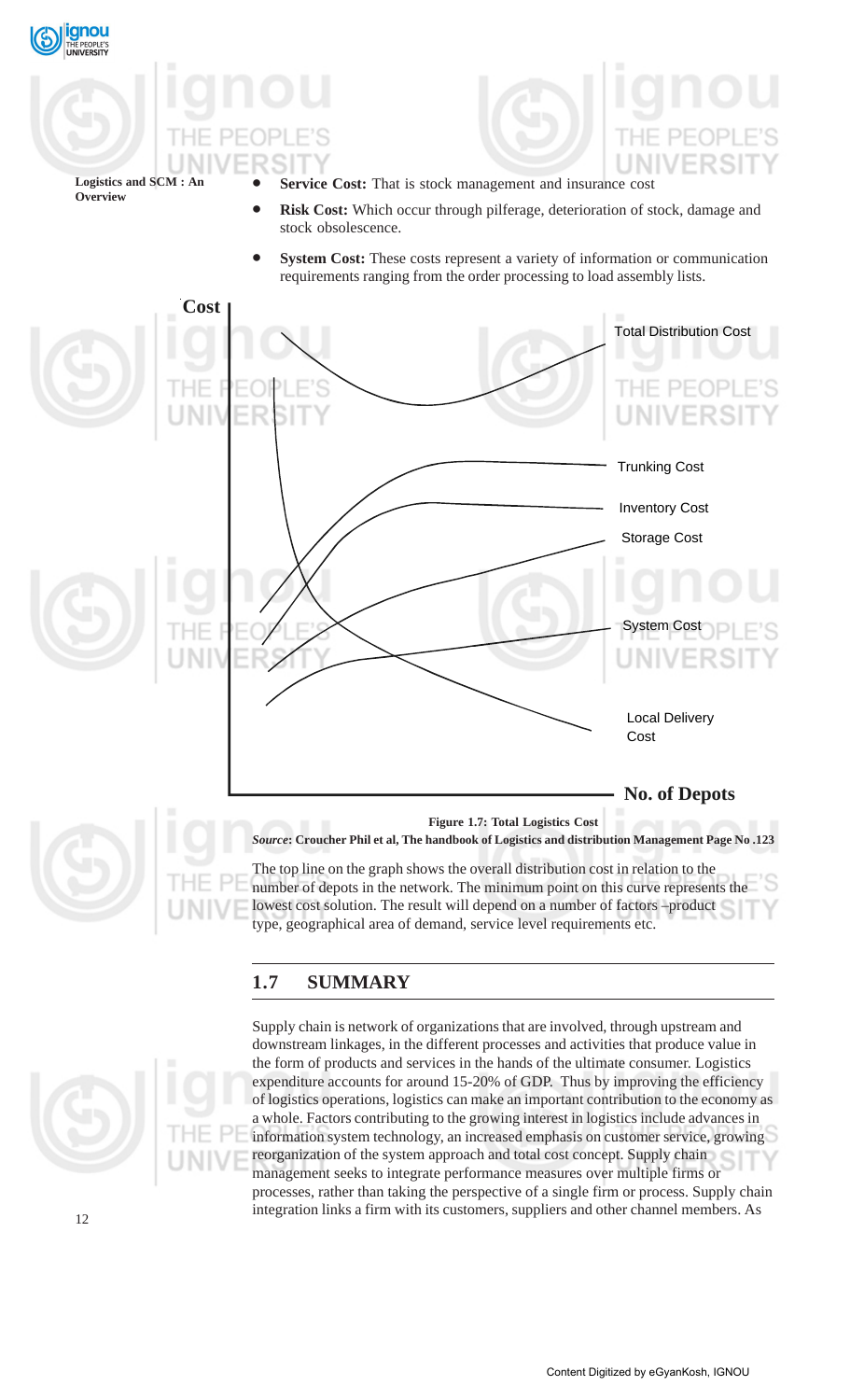- **Service Cost:** That is stock management and insurance cost
- **Risk Cost:** Which occur through pilferage, deterioration of stock, damage and stock obsolescence.
- **System Cost:** These costs represent a variety of information or communication requirements ranging from the order processing to load assembly lists.

Cost

Total Distribution Cost

Trunking Cost

Inventory Cost

Storage Cost

System Cost

Local Delivery Cost

No. of Depots

**Figure 1.7: Total Logistics Cost**

***Source*: Croucher Phil et al, The handbook of Logistics and distribution Management Page No .123**

The top line on the graph shows the overall distribution cost in relation to the number of depots in the network. The minimum point on this curve represents the lowest cost solution. The result will depend on a number of factors –product type, geographical area of demand, service level requirements etc.

## 1.7 SUMMARY

Supply chain is network of organizations that are involved, through upstream and downstream linkages, in the different processes and activities that produce value in the form of products and services in the hands of the ultimate consumer. Logistics expenditure accounts for around 15-20% of GDP. Thus by improving the efficiency of logistics operations, logistics can make an important contribution to the economy as a whole. Factors contributing to the growing interest in logistics include advances in information system technology, an increased emphasis on customer service, growing reorganization of the system approach and total cost concept. Supply chain management seeks to integrate performance measures over multiple firms or processes, rather than taking the perspective of a single firm or process. Supply chain integration links a firm with its customers, suppliers and other channel members. As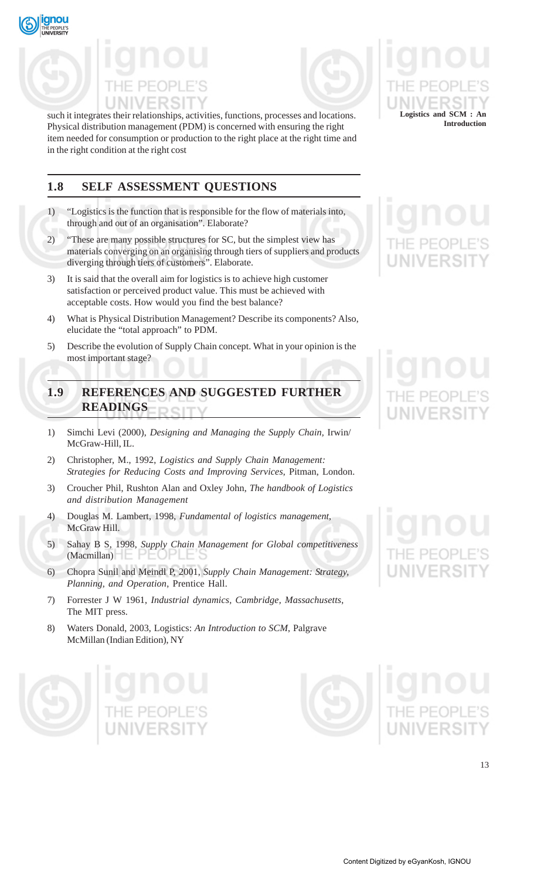such it integrates their relationships, activities, functions, processes and locations. Physical distribution management (PDM) is concerned with ensuring the right item needed for consumption or production to the right place at the right time and in the right condition at the right cost

## 1.8 SELF ASSESSMENT QUESTIONS

1) "Logistics is the function that is responsible for the flow of materials into, through and out of an organisation". Elaborate?

2) "These are many possible structures for SC, but the simplest view has materials converging on an organising through tiers of suppliers and products diverging through tiers of customers". Elaborate.

3) It is said that the overall aim for logistics is to achieve high customer satisfaction or perceived product value. This must be achieved with acceptable costs. How would you find the best balance?

4) What is Physical Distribution Management? Describe its components? Also, elucidate the "total approach" to PDM.

5) Describe the evolution of Supply Chain concept. What in your opinion is the most important stage?

## 1.9 REFERENCES AND SUGGESTED FURTHER READINGS

1) Simchi Levi (2000), *Designing and Managing the Supply Chain*, Irwin/ McGraw-Hill, IL.

2) Christopher, M., 1992, *Logistics and Supply Chain Management: Strategies for Reducing Costs and Improving Services*, Pitman, London.

3) Croucher Phil, Rushton Alan and Oxley John, *The handbook of Logistics and distribution Management*

4) Douglas M. Lambert, 1998, *Fundamental of logistics management*, McGraw Hill.

5) Sahay B S, 1998, *Supply Chain Management for Global competitiveness* (Macmillan)

6) Chopra Sunil and Meindl P, 2001, *Supply Chain Management: Strategy, Planning, and Operation*, Prentice Hall.

7) Forrester J W 1961, *Industrial dynamics, Cambridge, Massachusetts*, The MIT press.

8) Waters Donald, 2003, Logistics: *An Introduction to SCM*, Palgrave McMillan (Indian Edition), NY